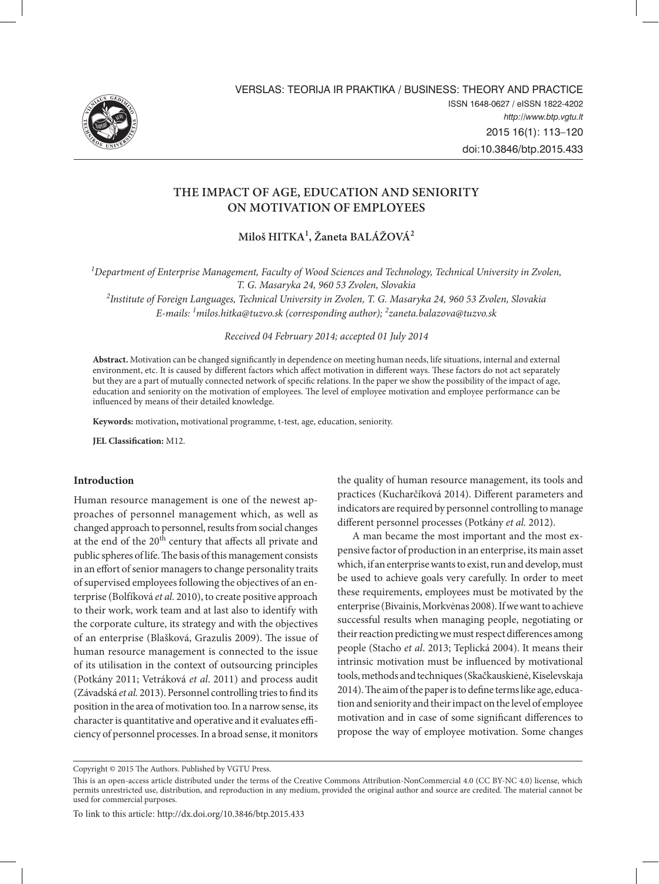# THE IMPACT OF AGE, EDUCATION AND SENIORITY ON MOTIVATION OF EMPLOYEES

**Miloš HITKA[1], Žaneta BALÁŽOVÁ[2]**

*[1]Department of Enterprise Management, Faculty of Wood Sciences and Technology, Technical University in Zvolen, T. G. Masaryka 24, 960 53 Zvolen, Slovakia*
*[2]Institute of Foreign Languages, Technical University in Zvolen, T. G. Masaryka 24, 960 53 Zvolen, Slovakia*
*E-mails: [1]milos.hitka@tuzvo.sk (corresponding author); [2]zaneta.balazova@tuzvo.sk*

*Received 04 February 2014; accepted 01 July 2014*

**Abstract.** Motivation can be changed significantly in dependence on meeting human needs, life situations, internal and external environment, etc. It is caused by different factors which affect motivation in different ways. These factors do not act separately but they are a part of mutually connected network of specific relations. In the paper we show the possibility of the impact of age, education and seniority on the motivation of employees. The level of employee motivation and employee performance can be influenced by means of their detailed knowledge.

**Keywords:** motivation**,** motivational programme, t-test, age, education, seniority.

**JEL Classification:** M12.

## Introduction

Human resource management is one of the newest approaches of personnel management which, as well as changed approach to personnel, results from social changes at the end of the 20th century that affects all private and public spheres of life. The basis of this management consists in an effort of senior managers to change personality traits of supervised employees following the objectives of an enterprise (Bolfíková *et al*. 2010), to create positive approach to their work, work team and at last also to identify with the corporate culture, its strategy and with the objectives of an enterprise (Blašková, Grazulis 2009). The issue of human resource management is connected to the issue of its utilisation in the context of outsourcing principles (Potkány 2011; Vetráková *et al*. 2011) and process audit (Závadská *et al.* 2013). Personnel controlling tries to find its position in the area of motivation too. In a narrow sense, its character is quantitative and operative and it evaluates efficiency of personnel processes. In a broad sense, it monitors the quality of human resource management, its tools and practices (Kucharčíková 2014). Different parameters and indicators are required by personnel controlling to manage different personnel processes (Potkány *et al.* 2012).

A man became the most important and the most expensive factor of production in an enterprise, its main asset which, if an enterprise wants to exist, run and develop, must be used to achieve goals very carefully. In order to meet these requirements, employees must be motivated by the enterprise (Bivainis, Morkvėnas 2008). If we want to achieve successful results when managing people, negotiating or their reaction predicting we must respect differences among people (Stacho *et al*. 2013; Teplická 2004). It means their intrinsic motivation must be influenced by motivational tools, methods and techniques (Skačkauskienė, Kiselevskaja 2014). The aim of the paper is to define terms like age, education and seniority and their impact on the level of employee motivation and in case of some significant differences to propose the way of employee motivation. Some changes

Copyright © 2015 The Authors. Published by VGTU Press.

This is an open-access article distributed under the terms of the Creative Commons Attribution-NonCommercial 4.0 (CC BY-NC 4.0) license, which permits unrestricted use, distribution, and reproduction in any medium, provided the original author and source are credited. The material cannot be used for commercial purposes.

To link to this article: http://dx.doi.org/10.3846/btp.2015.433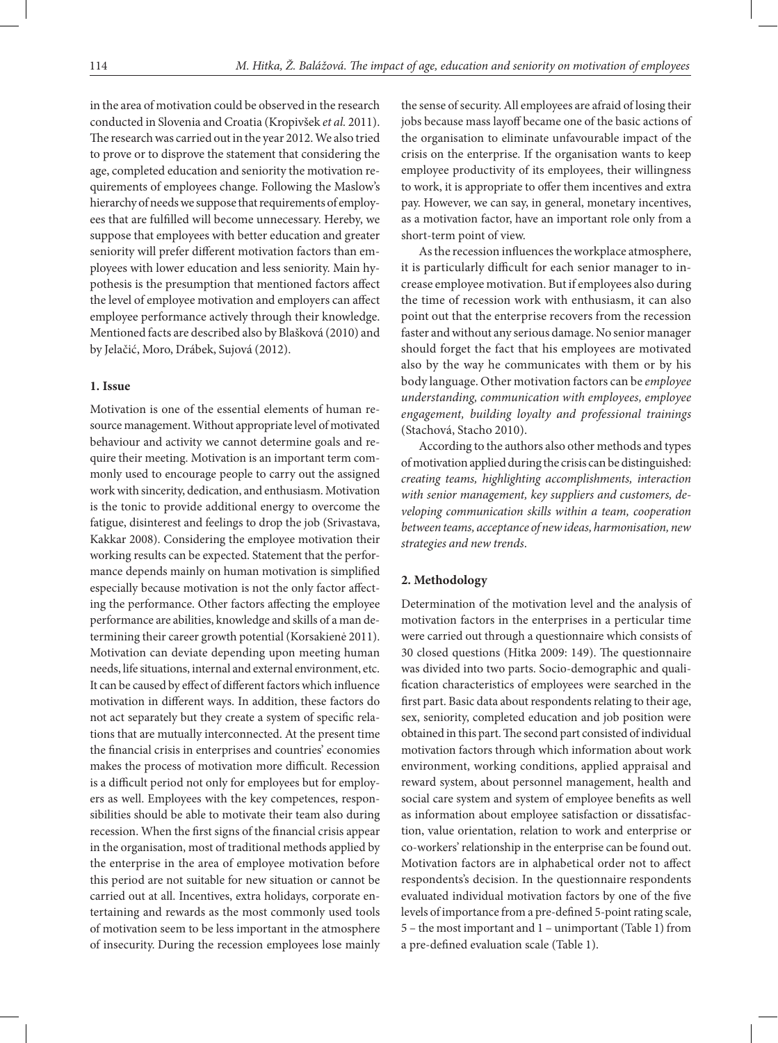in the area of motivation could be observed in the research conducted in Slovenia and Croatia (Kropivšek *et al.* 2011). The research was carried out in the year 2012. We also tried to prove or to disprove the statement that considering the age, completed education and seniority the motivation requirements of employees change. Following the Maslow's hierarchy of needs we suppose that requirements of employees that are fulfilled will become unnecessary. Hereby, we suppose that employees with better education and greater seniority will prefer different motivation factors than employees with lower education and less seniority. Main hypothesis is the presumption that mentioned factors affect the level of employee motivation and employers can affect employee performance actively through their knowledge. Mentioned facts are described also by Blašková (2010) and by Jelačić, Moro, Drábek, Sujová (2012).

## 1. Issue

Motivation is one of the essential elements of human resource management. Without appropriate level of motivated behaviour and activity we cannot determine goals and require their meeting. Motivation is an important term commonly used to encourage people to carry out the assigned work with sincerity, dedication, and enthusiasm. Motivation is the tonic to provide additional energy to overcome the fatigue, disinterest and feelings to drop the job (Srivastava, Kakkar 2008). Considering the employee motivation their working results can be expected. Statement that the performance depends mainly on human motivation is simplified especially because motivation is not the only factor affecting the performance. Other factors affecting the employee performance are abilities, knowledge and skills of a man determining their career growth potential (Korsakienė 2011). Motivation can deviate depending upon meeting human needs, life situations, internal and external environment, etc. It can be caused by effect of different factors which influence motivation in different ways. In addition, these factors do not act separately but they create a system of specific relations that are mutually interconnected. At the present time the financial crisis in enterprises and countries' economies makes the process of motivation more difficult. Recession is a difficult period not only for employees but for employers as well. Employees with the key competences, responsibilities should be able to motivate their team also during recession. When the first signs of the financial crisis appear in the organisation, most of traditional methods applied by the enterprise in the area of employee motivation before this period are not suitable for new situation or cannot be carried out at all. Incentives, extra holidays, corporate entertaining and rewards as the most commonly used tools of motivation seem to be less important in the atmosphere of insecurity. During the recession employees lose mainly the sense of security. All employees are afraid of losing their jobs because mass layoff became one of the basic actions of the organisation to eliminate unfavourable impact of the crisis on the enterprise. If the organisation wants to keep employee productivity of its employees, their willingness to work, it is appropriate to offer them incentives and extra pay. However, we can say, in general, monetary incentives, as a motivation factor, have an important role only from a short-term point of view.

As the recession influences the workplace atmosphere, it is particularly difficult for each senior manager to increase employee motivation. But if employees also during the time of recession work with enthusiasm, it can also point out that the enterprise recovers from the recession faster and without any serious damage. No senior manager should forget the fact that his employees are motivated also by the way he communicates with them or by his body language. Other motivation factors can be *employee understanding, communication with employees, employee engagement, building loyalty and professional trainings* (Stachová, Stacho 2010).

According to the authors also other methods and types of motivation applied during the crisis can be distinguished: *creating teams, highlighting accomplishments, interaction with senior management, key suppliers and customers, developing communication skills within a team, cooperation between teams, acceptance of new ideas, harmonisation, new strategies and new trends*.

## 2. Methodology

Determination of the motivation level and the analysis of motivation factors in the enterprises in a perticular time were carried out through a questionnaire which consists of 30 closed questions (Hitka 2009: 149). The questionnaire was divided into two parts. Socio-demographic and qualification characteristics of employees were searched in the first part. Basic data about respondents relating to their age, sex, seniority, completed education and job position were obtained in this part. The second part consisted of individual motivation factors through which information about work environment, working conditions, applied appraisal and reward system, about personnel management, health and social care system and system of employee benefits as well as information about employee satisfaction or dissatisfaction, value orientation, relation to work and enterprise or co-workers' relationship in the enterprise can be found out. Motivation factors are in alphabetical order not to affect respondents's decision. In the questionnaire respondents evaluated individual motivation factors by one of the five levels of importance from a pre-defined 5-point rating scale, 5 – the most important and 1 – unimportant (Table 1) from a pre-defined evaluation scale (Table 1).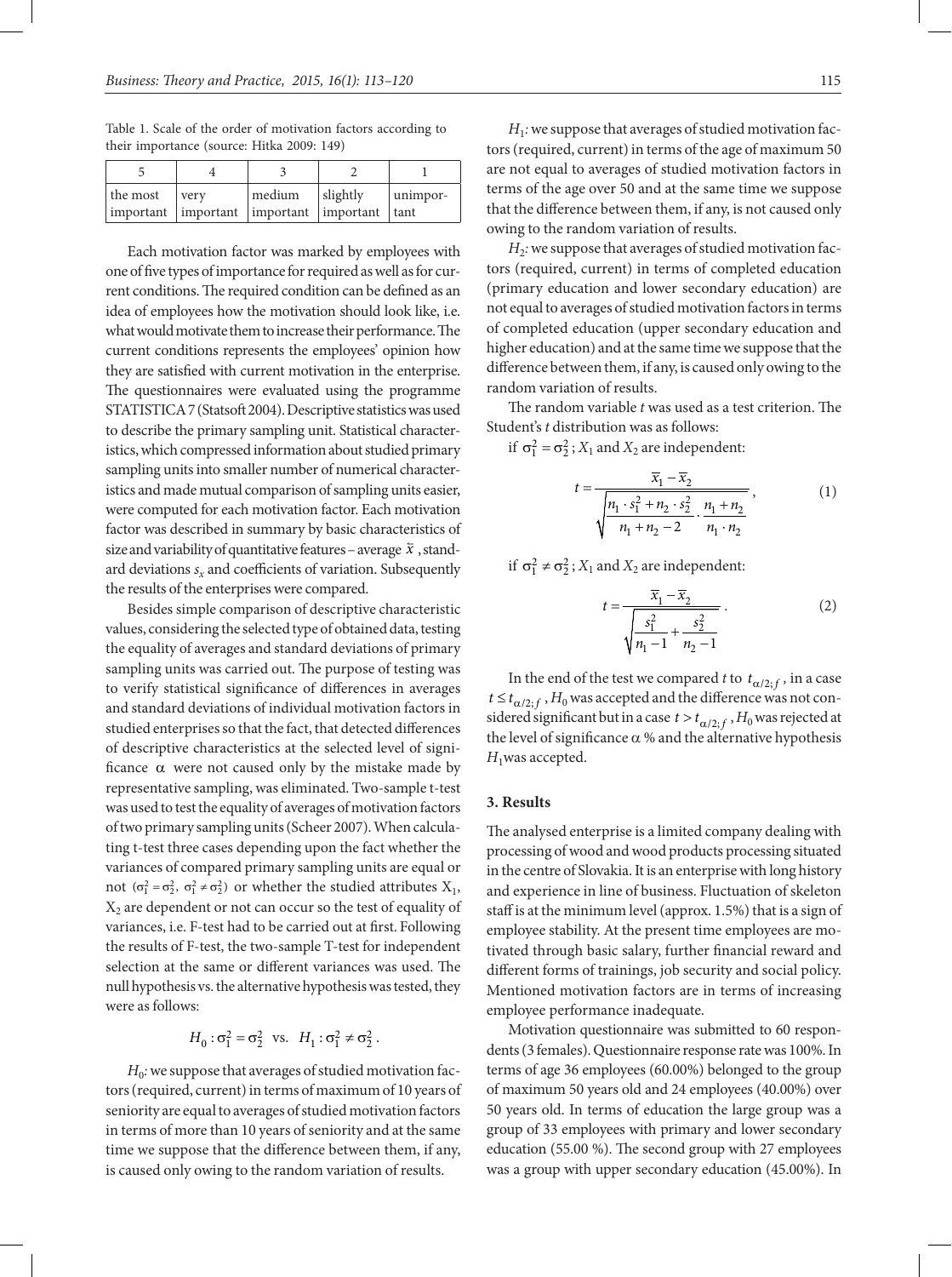Table 1. Scale of the order of motivation factors according to their importance (source: Hitka 2009: 149)

| 5 | 4 | 3 | 2 | 1 |
|---|---|---|---|---|
| the most important | very important | medium important | slightly important | unimportant |

Each motivation factor was marked by employees with one of five types of importance for required as well as for current conditions. The required condition can be defined as an idea of employees how the motivation should look like, i.e. what would motivate them to increase their performance. The current conditions represents the employees' opinion how they are satisfied with current motivation in the enterprise. The questionnaires were evaluated using the programme STATISTICA 7 (Statsoft 2004). Descriptive statistics was used to describe the primary sampling unit. Statistical characteristics, which compressed information about studied primary sampling units into smaller number of numerical characteristics and made mutual comparison of sampling units easier, were computed for each motivation factor. Each motivation factor was described in summary by basic characteristics of size and variability of quantitative features – average $\tilde{x}$, standard deviations $s_x$ and coefficients of variation. Subsequently the results of the enterprises were compared.

Besides simple comparison of descriptive characteristic values, considering the selected type of obtained data, testing the equality of averages and standard deviations of primary sampling units was carried out. The purpose of testing was to verify statistical significance of differences in averages and standard deviations of individual motivation factors in studied enterprises so that the fact, that detected differences of descriptive characteristics at the selected level of significance $\alpha$ were not caused only by the mistake made by representative sampling, was eliminated. Two-sample t-test was used to test the equality of averages of motivation factors of two primary sampling units (Scheer 2007). When calculating t-test three cases depending upon the fact whether the variances of compared primary sampling units are equal or not ($\sigma_1^2 = \sigma_2^2$, $\sigma_1^2 \neq \sigma_2^2$) or whether the studied attributes $X_1$, $X_2$ are dependent or not can occur so the test of equality of variances, i.e. F-test had to be carried out at first. Following the results of F-test, the two-sample T-test for independent selection at the same or different variances was used. The null hypothesis vs. the alternative hypothesis was tested, they were as follows:

$$H_0: \sigma_1^2 = \sigma_2^2 \ \text{ vs. } \ H_1: \sigma_1^2 \neq \sigma_2^2 .$$

*$H_0$:* we suppose that averages of studied motivation factors (required, current) in terms of maximum of 10 years of seniority are equal to averages of studied motivation factors in terms of more than 10 years of seniority and at the same time we suppose that the difference between them, if any, is caused only owing to the random variation of results.

*$H_1$:* we suppose that averages of studied motivation factors (required, current) in terms of the age of maximum 50 are not equal to averages of studied motivation factors in terms of the age over 50 and at the same time we suppose that the difference between them, if any, is not caused only owing to the random variation of results.

*$H_2$:* we suppose that averages of studied motivation factors (required, current) in terms of completed education (primary education and lower secondary education) are not equal to averages of studied motivation factors in terms of completed education (upper secondary education and higher education) and at the same time we suppose that the difference between them, if any, is caused only owing to the random variation of results.

The random variable $t$ was used as a test criterion. The Student's $t$ distribution was as follows:

if $\sigma_1^2 = \sigma_2^2$; $X_1$ and $X_2$ are independent:

$$t = \frac{\overline{x}_1 - \overline{x}_2}{\sqrt{\dfrac{n_1 \cdot s_1^2 + n_2 \cdot s_2^2}{n_1 + n_2 - 2} \cdot \dfrac{n_1 + n_2}{n_1 \cdot n_2}}}, \tag{1}$$

if $\sigma_1^2 \neq \sigma_2^2$; $X_1$ and $X_2$ are independent:

$$t = \frac{\overline{x}_1 - \overline{x}_2}{\sqrt{\dfrac{s_1^2}{n_1 - 1} + \dfrac{s_2^2}{n_2 - 1}}}. \tag{2}$$

In the end of the test we compared $t$ to $t_{\alpha/2;f}$, in a case $t \leq t_{\alpha/2;f}$, $H_0$ was accepted and the difference was not considered significant but in a case $t > t_{\alpha/2;f}$, $H_0$ was rejected at the level of significance $\alpha$ % and the alternative hypothesis $H_1$ was accepted.

## 3. Results

The analysed enterprise is a limited company dealing with processing of wood and wood products processing situated in the centre of Slovakia. It is an enterprise with long history and experience in line of business. Fluctuation of skeleton staff is at the minimum level (approx. 1.5%) that is a sign of employee stability. At the present time employees are motivated through basic salary, further financial reward and different forms of trainings, job security and social policy. Mentioned motivation factors are in terms of increasing employee performance inadequate.

Motivation questionnaire was submitted to 60 respondents (3 females). Questionnaire response rate was 100%. In terms of age 36 employees (60.00%) belonged to the group of maximum 50 years old and 24 employees (40.00%) over 50 years old. In terms of education the large group was a group of 33 employees with primary and lower secondary education (55.00 %). The second group with 27 employees was a group with upper secondary education (45.00%). In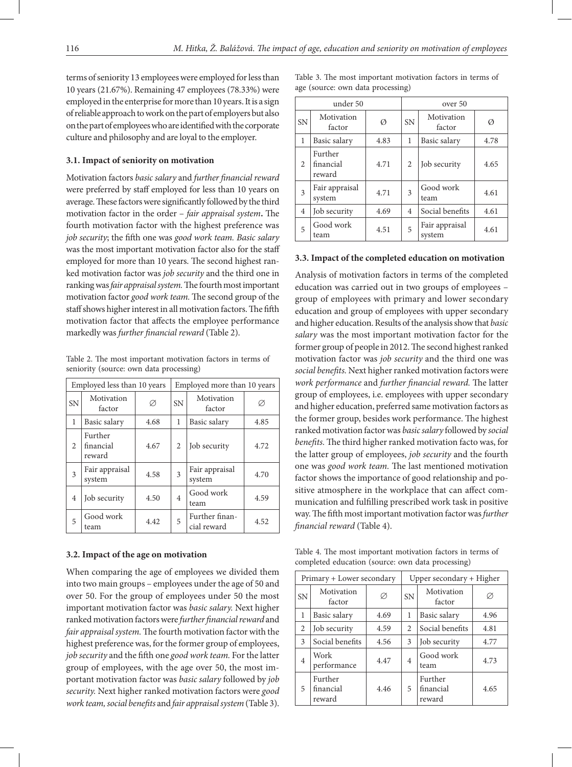terms of seniority 13 employees were employed for less than 10 years (21.67%). Remaining 47 employees (78.33%) were employed in the enterprise for more than 10 years. It is a sign of reliable approach to work on the part of employers but also on the part of employees who are identified with the corporate culture and philosophy and are loyal to the employer.

### 3.1. Impact of seniority on motivation

Motivation factors *basic salary* and *further financial reward* were preferred by staff employed for less than 10 years on average. These factors were significantly followed by the third motivation factor in the order – *fair appraisal system*. The fourth motivation factor with the highest preference was *job security*; the fifth one was *good work team. Basic salary* was the most important motivation factor also for the staff employed for more than 10 years. The second highest ranked motivation factor was *job security* and the third one in ranking was *fair appraisal system.* The fourth most important motivation factor *good work team.* The second group of the staff shows higher interest in all motivation factors. The fifth motivation factor that affects the employee performance markedly was *further financial reward* (Table 2).

Table 2. The most important motivation factors in terms of seniority (source: own data processing)

| Employed less than 10 years | | | Employed more than 10 years | | |
|---|---|---|---|---|---|
| SN | Motivation factor | ∅ | SN | Motivation factor | ∅ |
| 1 | Basic salary | 4.68 | 1 | Basic salary | 4.85 |
| 2 | Further financial reward | 4.67 | 2 | Job security | 4.72 |
| 3 | Fair appraisal system | 4.58 | 3 | Fair appraisal system | 4.70 |
| 4 | Job security | 4.50 | 4 | Good work team | 4.59 |
| 5 | Good work team | 4.42 | 5 | Further financial reward | 4.52 |

### 3.2. Impact of the age on motivation

When comparing the age of employees we divided them into two main groups – employees under the age of 50 and over 50. For the group of employees under 50 the most important motivation factor was *basic salary.* Next higher ranked motivation factors were *further financial reward* and *fair appraisal system.* The fourth motivation factor with the highest preference was, for the former group of employees, *job security* and the fifth one *good work team.* For the latter group of employees, with the age over 50, the most important motivation factor was *basic salary* followed by *job security.* Next higher ranked motivation factors were *good work team, social benefits* and *fair appraisal system* (Table 3).

Table 3. The most important motivation factors in terms of age (source: own data processing)

| under 50 | | | over 50 | | |
|---|---|---|---|---|---|
| SN | Motivation factor | Ø | SN | Motivation factor | Ø |
| 1 | Basic salary | 4.83 | 1 | Basic salary | 4.78 |
| 2 | Further financial reward | 4.71 | 2 | Job security | 4.65 |
| 3 | Fair appraisal system | 4.71 | 3 | Good work team | 4.61 |
| 4 | Job security | 4.69 | 4 | Social benefits | 4.61 |
| 5 | Good work team | 4.51 | 5 | Fair appraisal system | 4.61 |

### 3.3. Impact of the completed education on motivation

Analysis of motivation factors in terms of the completed education was carried out in two groups of employees – group of employees with primary and lower secondary education and group of employees with upper secondary and higher education. Results of the analysis show that *basic salary* was the most important motivation factor for the former group of people in 2012. The second highest ranked motivation factor was *job security* and the third one was *social benefits.* Next higher ranked motivation factors were *work performance* and *further financial reward.* The latter group of employees, i.e. employees with upper secondary and higher education, preferred same motivation factors as the former group, besides work performance. The highest ranked motivation factor was *basic salary* followed by *social benefits.* The third higher ranked motivation facto was, for the latter group of employees, *job security* and the fourth one was *good work team.* The last mentioned motivation factor shows the importance of good relationship and positive atmosphere in the workplace that can affect communication and fulfilling prescribed work task in positive way. The fifth most important motivation factor was *further financial reward* (Table 4).

Table 4. The most important motivation factors in terms of completed education (source: own data processing)

| Primary + Lower secondary | | | Upper secondary + Higher | | |
|---|---|---|---|---|---|
| SN | Motivation factor | ∅ | SN | Motivation factor | ∅ |
| 1 | Basic salary | 4.69 | 1 | Basic salary | 4.96 |
| 2 | Job security | 4.59 | 2 | Social benefits | 4.81 |
| 3 | Social benefits | 4.56 | 3 | Job security | 4.77 |
| 4 | Work performance | 4.47 | 4 | Good work team | 4.73 |
| 5 | Further financial reward | 4.46 | 5 | Further financial reward | 4.65 |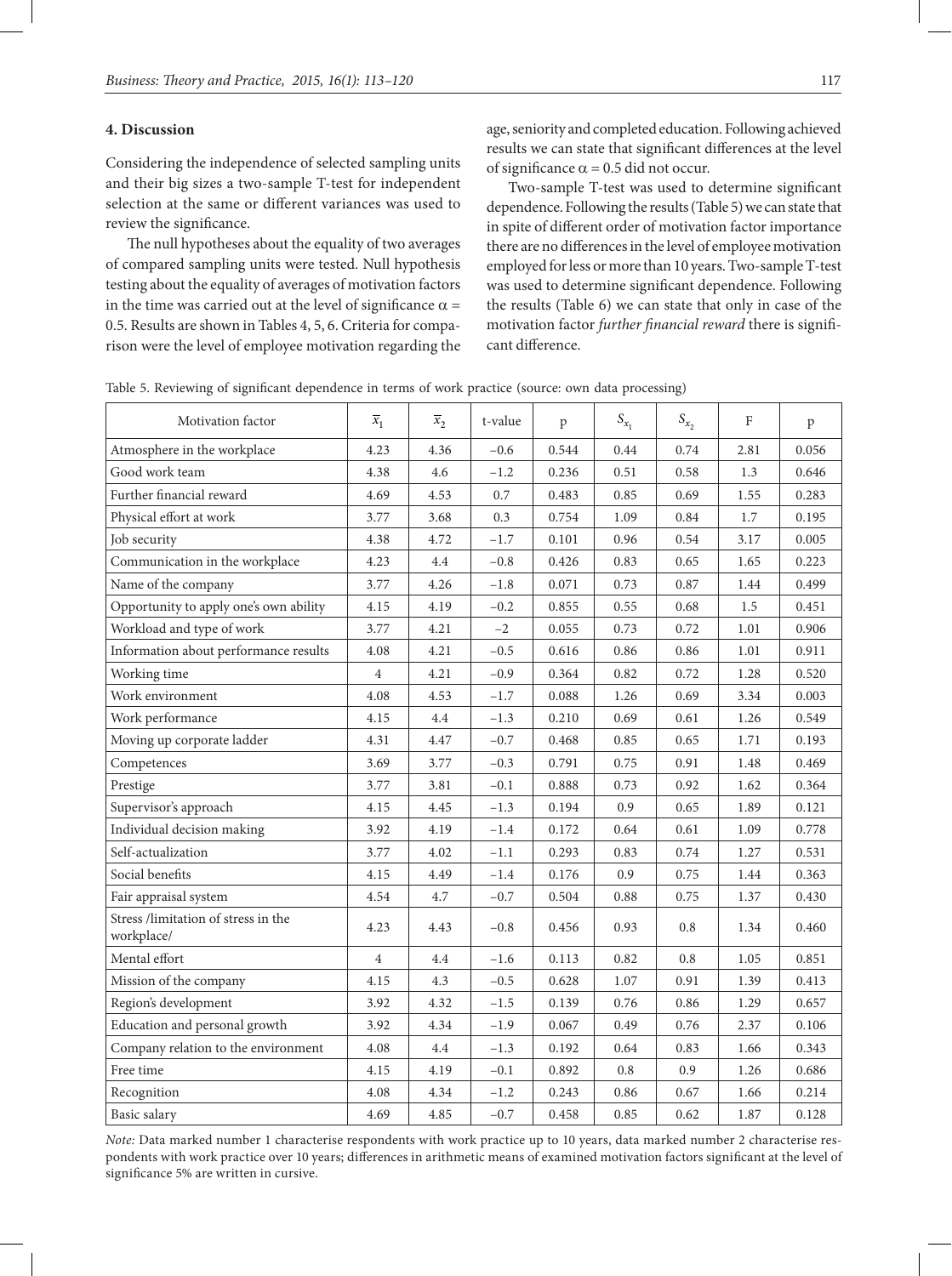## 4. Discussion

Considering the independence of selected sampling units and their big sizes a two-sample T-test for independent selection at the same or different variances was used to review the significance.

The null hypotheses about the equality of two averages of compared sampling units were tested. Null hypothesis testing about the equality of averages of motivation factors in the time was carried out at the level of significance $\alpha = 0.5$. Results are shown in Tables 4, 5, 6. Criteria for comparison were the level of employee motivation regarding the age, seniority and completed education. Following achieved results we can state that significant differences at the level of significance $\alpha = 0.5$ did not occur.

Two-sample T-test was used to determine significant dependence. Following the results (Table 5) we can state that in spite of different order of motivation factor importance there are no differences in the level of employee motivation employed for less or more than 10 years. Two-sample T-test was used to determine significant dependence. Following the results (Table 6) we can state that only in case of the motivation factor *further financial reward* there is significant difference.

Table 5. Reviewing of significant dependence in terms of work practice (source: own data processing)

| Motivation factor | $\overline{x}_1$ | $\overline{x}_2$ | t-value | p | $S_{x_1}$ | $S_{x_2}$ | F | p |
|---|---|---|---|---|---|---|---|---|
| Atmosphere in the workplace | 4.23 | 4.36 | −0.6 | 0.544 | 0.44 | 0.74 | 2.81 | 0.056 |
| Good work team | 4.38 | 4.6 | −1.2 | 0.236 | 0.51 | 0.58 | 1.3 | 0.646 |
| Further financial reward | 4.69 | 4.53 | 0.7 | 0.483 | 0.85 | 0.69 | 1.55 | 0.283 |
| Physical effort at work | 3.77 | 3.68 | 0.3 | 0.754 | 1.09 | 0.84 | 1.7 | 0.195 |
| Job security | 4.38 | 4.72 | −1.7 | 0.101 | 0.96 | 0.54 | 3.17 | 0.005 |
| Communication in the workplace | 4.23 | 4.4 | −0.8 | 0.426 | 0.83 | 0.65 | 1.65 | 0.223 |
| Name of the company | 3.77 | 4.26 | −1.8 | 0.071 | 0.73 | 0.87 | 1.44 | 0.499 |
| Opportunity to apply one's own ability | 4.15 | 4.19 | −0.2 | 0.855 | 0.55 | 0.68 | 1.5 | 0.451 |
| Workload and type of work | 3.77 | 4.21 | −2 | 0.055 | 0.73 | 0.72 | 1.01 | 0.906 |
| Information about performance results | 4.08 | 4.21 | −0.5 | 0.616 | 0.86 | 0.86 | 1.01 | 0.911 |
| Working time | 4 | 4.21 | −0.9 | 0.364 | 0.82 | 0.72 | 1.28 | 0.520 |
| Work environment | 4.08 | 4.53 | −1.7 | 0.088 | 1.26 | 0.69 | 3.34 | 0.003 |
| Work performance | 4.15 | 4.4 | −1.3 | 0.210 | 0.69 | 0.61 | 1.26 | 0.549 |
| Moving up corporate ladder | 4.31 | 4.47 | −0.7 | 0.468 | 0.85 | 0.65 | 1.71 | 0.193 |
| Competences | 3.69 | 3.77 | −0.3 | 0.791 | 0.75 | 0.91 | 1.48 | 0.469 |
| Prestige | 3.77 | 3.81 | −0.1 | 0.888 | 0.73 | 0.92 | 1.62 | 0.364 |
| Supervisor's approach | 4.15 | 4.45 | −1.3 | 0.194 | 0.9 | 0.65 | 1.89 | 0.121 |
| Individual decision making | 3.92 | 4.19 | −1.4 | 0.172 | 0.64 | 0.61 | 1.09 | 0.778 |
| Self-actualization | 3.77 | 4.02 | −1.1 | 0.293 | 0.83 | 0.74 | 1.27 | 0.531 |
| Social benefits | 4.15 | 4.49 | −1.4 | 0.176 | 0.9 | 0.75 | 1.44 | 0.363 |
| Fair appraisal system | 4.54 | 4.7 | −0.7 | 0.504 | 0.88 | 0.75 | 1.37 | 0.430 |
| Stress /limitation of stress in the workplace/ | 4.23 | 4.43 | −0.8 | 0.456 | 0.93 | 0.8 | 1.34 | 0.460 |
| Mental effort | 4 | 4.4 | −1.6 | 0.113 | 0.82 | 0.8 | 1.05 | 0.851 |
| Mission of the company | 4.15 | 4.3 | −0.5 | 0.628 | 1.07 | 0.91 | 1.39 | 0.413 |
| Region's development | 3.92 | 4.32 | −1.5 | 0.139 | 0.76 | 0.86 | 1.29 | 0.657 |
| Education and personal growth | 3.92 | 4.34 | −1.9 | 0.067 | 0.49 | 0.76 | 2.37 | 0.106 |
| Company relation to the environment | 4.08 | 4.4 | −1.3 | 0.192 | 0.64 | 0.83 | 1.66 | 0.343 |
| Free time | 4.15 | 4.19 | −0.1 | 0.892 | 0.8 | 0.9 | 1.26 | 0.686 |
| Recognition | 4.08 | 4.34 | −1.2 | 0.243 | 0.86 | 0.67 | 1.66 | 0.214 |
| Basic salary | 4.69 | 4.85 | −0.7 | 0.458 | 0.85 | 0.62 | 1.87 | 0.128 |

*Note:* Data marked number 1 characterise respondents with work practice up to 10 years, data marked number 2 characterise respondents with work practice over 10 years; differences in arithmetic means of examined motivation factors significant at the level of significance 5% are written in cursive.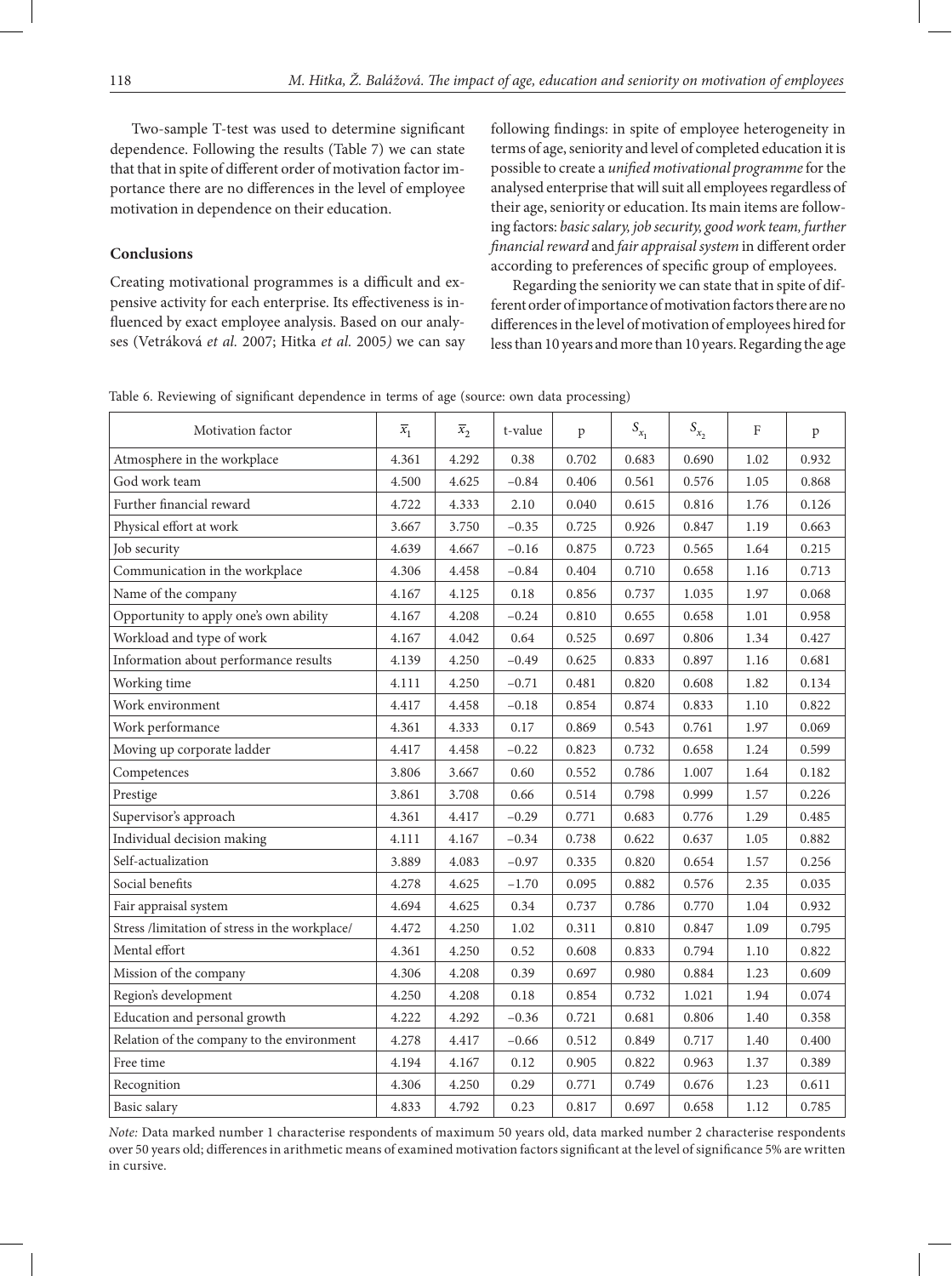Two-sample T-test was used to determine significant dependence. Following the results (Table 7) we can state that that in spite of different order of motivation factor importance there are no differences in the level of employee motivation in dependence on their education.

## Conclusions

Creating motivational programmes is a difficult and expensive activity for each enterprise. Its effectiveness is influenced by exact employee analysis. Based on our analyses (Vetráková *et al.* 2007; Hitka *et al.* 2005) we can say following findings: in spite of employee heterogeneity in terms of age, seniority and level of completed education it is possible to create a *unified motivational programme* for the analysed enterprise that will suit all employees regardless of their age, seniority or education. Its main items are following factors: *basic salary, job security, good work team, further financial reward* and *fair appraisal system* in different order according to preferences of specific group of employees.

Regarding the seniority we can state that in spite of different order of importance of motivation factors there are no differences in the level of motivation of employees hired for less than 10 years and more than 10 years. Regarding the age

Table 6. Reviewing of significant dependence in terms of age (source: own data processing)

| Motivation factor | $\overline{x}_1$ | $\overline{x}_2$ | t-value | p | $S_{x_1}$ | $S_{x_2}$ | F | p |
|---|---|---|---|---|---|---|---|---|
| Atmosphere in the workplace | 4.361 | 4.292 | 0.38 | 0.702 | 0.683 | 0.690 | 1.02 | 0.932 |
| God work team | 4.500 | 4.625 | −0.84 | 0.406 | 0.561 | 0.576 | 1.05 | 0.868 |
| Further financial reward | 4.722 | 4.333 | 2.10 | 0.040 | 0.615 | 0.816 | 1.76 | 0.126 |
| Physical effort at work | 3.667 | 3.750 | −0.35 | 0.725 | 0.926 | 0.847 | 1.19 | 0.663 |
| Job security | 4.639 | 4.667 | −0.16 | 0.875 | 0.723 | 0.565 | 1.64 | 0.215 |
| Communication in the workplace | 4.306 | 4.458 | −0.84 | 0.404 | 0.710 | 0.658 | 1.16 | 0.713 |
| Name of the company | 4.167 | 4.125 | 0.18 | 0.856 | 0.737 | 1.035 | 1.97 | 0.068 |
| Opportunity to apply one's own ability | 4.167 | 4.208 | −0.24 | 0.810 | 0.655 | 0.658 | 1.01 | 0.958 |
| Workload and type of work | 4.167 | 4.042 | 0.64 | 0.525 | 0.697 | 0.806 | 1.34 | 0.427 |
| Information about performance results | 4.139 | 4.250 | −0.49 | 0.625 | 0.833 | 0.897 | 1.16 | 0.681 |
| Working time | 4.111 | 4.250 | −0.71 | 0.481 | 0.820 | 0.608 | 1.82 | 0.134 |
| Work environment | 4.417 | 4.458 | −0.18 | 0.854 | 0.874 | 0.833 | 1.10 | 0.822 |
| Work performance | 4.361 | 4.333 | 0.17 | 0.869 | 0.543 | 0.761 | 1.97 | 0.069 |
| Moving up corporate ladder | 4.417 | 4.458 | −0.22 | 0.823 | 0.732 | 0.658 | 1.24 | 0.599 |
| Competences | 3.806 | 3.667 | 0.60 | 0.552 | 0.786 | 1.007 | 1.64 | 0.182 |
| Prestige | 3.861 | 3.708 | 0.66 | 0.514 | 0.798 | 0.999 | 1.57 | 0.226 |
| Supervisor's approach | 4.361 | 4.417 | −0.29 | 0.771 | 0.683 | 0.776 | 1.29 | 0.485 |
| Individual decision making | 4.111 | 4.167 | −0.34 | 0.738 | 0.622 | 0.637 | 1.05 | 0.882 |
| Self-actualization | 3.889 | 4.083 | −0.97 | 0.335 | 0.820 | 0.654 | 1.57 | 0.256 |
| Social benefits | 4.278 | 4.625 | −1.70 | 0.095 | 0.882 | 0.576 | 2.35 | 0.035 |
| Fair appraisal system | 4.694 | 4.625 | 0.34 | 0.737 | 0.786 | 0.770 | 1.04 | 0.932 |
| Stress /limitation of stress in the workplace/ | 4.472 | 4.250 | 1.02 | 0.311 | 0.810 | 0.847 | 1.09 | 0.795 |
| Mental effort | 4.361 | 4.250 | 0.52 | 0.608 | 0.833 | 0.794 | 1.10 | 0.822 |
| Mission of the company | 4.306 | 4.208 | 0.39 | 0.697 | 0.980 | 0.884 | 1.23 | 0.609 |
| Region's development | 4.250 | 4.208 | 0.18 | 0.854 | 0.732 | 1.021 | 1.94 | 0.074 |
| Education and personal growth | 4.222 | 4.292 | −0.36 | 0.721 | 0.681 | 0.806 | 1.40 | 0.358 |
| Relation of the company to the environment | 4.278 | 4.417 | −0.66 | 0.512 | 0.849 | 0.717 | 1.40 | 0.400 |
| Free time | 4.194 | 4.167 | 0.12 | 0.905 | 0.822 | 0.963 | 1.37 | 0.389 |
| Recognition | 4.306 | 4.250 | 0.29 | 0.771 | 0.749 | 0.676 | 1.23 | 0.611 |
| Basic salary | 4.833 | 4.792 | 0.23 | 0.817 | 0.697 | 0.658 | 1.12 | 0.785 |

*Note:* Data marked number 1 characterise respondents of maximum 50 years old, data marked number 2 characterise respondents over 50 years old; differences in arithmetic means of examined motivation factors significant at the level of significance 5% are written in cursive.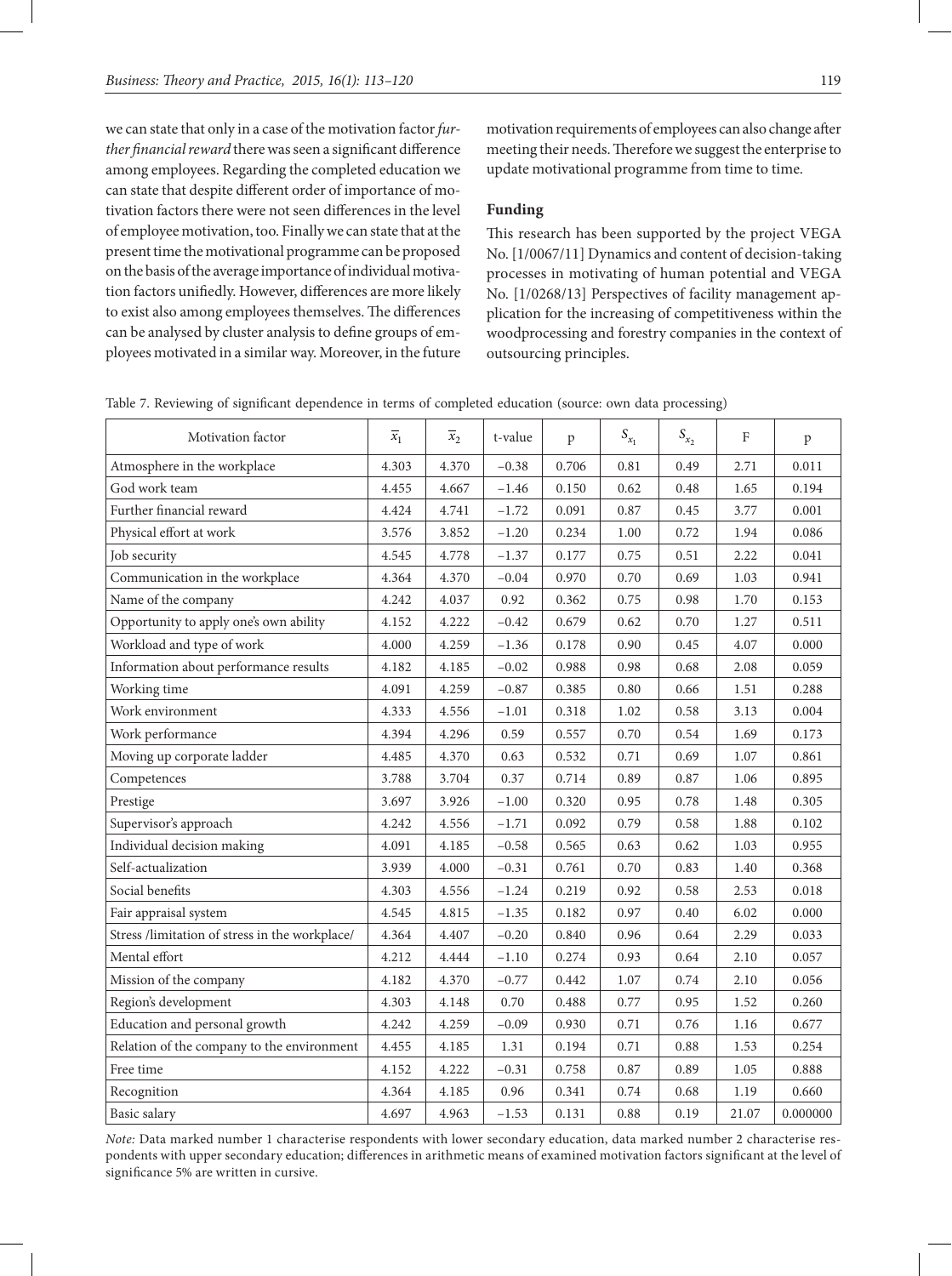we can state that only in a case of the motivation factor *further financial reward* there was seen a significant difference among employees. Regarding the completed education we can state that despite different order of importance of motivation factors there were not seen differences in the level of employee motivation, too. Finally we can state that at the present time the motivational programme can be proposed on the basis of the average importance of individual motivation factors unifiedly. However, differences are more likely to exist also among employees themselves. The differences can be analysed by cluster analysis to define groups of employees motivated in a similar way. Moreover, in the future motivation requirements of employees can also change after meeting their needs. Therefore we suggest the enterprise to update motivational programme from time to time.

## Funding

This research has been supported by the project VEGA No. [1/0067/11] Dynamics and content of decision-taking processes in motivating of human potential and VEGA No. [1/0268/13] Perspectives of facility management application for the increasing of competitiveness within the woodprocessing and forestry companies in the context of outsourcing principles.

Table 7. Reviewing of significant dependence in terms of completed education (source: own data processing)

| Motivation factor | $\overline{x}_1$ | $\overline{x}_2$ | t-value | p | $S_{x_1}$ | $S_{x_2}$ | F | p |
|---|---|---|---|---|---|---|---|---|
| Atmosphere in the workplace | 4.303 | 4.370 | −0.38 | 0.706 | 0.81 | 0.49 | 2.71 | 0.011 |
| God work team | 4.455 | 4.667 | −1.46 | 0.150 | 0.62 | 0.48 | 1.65 | 0.194 |
| Further financial reward | 4.424 | 4.741 | −1.72 | 0.091 | 0.87 | 0.45 | 3.77 | 0.001 |
| Physical effort at work | 3.576 | 3.852 | −1.20 | 0.234 | 1.00 | 0.72 | 1.94 | 0.086 |
| Job security | 4.545 | 4.778 | −1.37 | 0.177 | 0.75 | 0.51 | 2.22 | 0.041 |
| Communication in the workplace | 4.364 | 4.370 | −0.04 | 0.970 | 0.70 | 0.69 | 1.03 | 0.941 |
| Name of the company | 4.242 | 4.037 | 0.92 | 0.362 | 0.75 | 0.98 | 1.70 | 0.153 |
| Opportunity to apply one's own ability | 4.152 | 4.222 | −0.42 | 0.679 | 0.62 | 0.70 | 1.27 | 0.511 |
| Workload and type of work | 4.000 | 4.259 | −1.36 | 0.178 | 0.90 | 0.45 | 4.07 | 0.000 |
| Information about performance results | 4.182 | 4.185 | −0.02 | 0.988 | 0.98 | 0.68 | 2.08 | 0.059 |
| Working time | 4.091 | 4.259 | −0.87 | 0.385 | 0.80 | 0.66 | 1.51 | 0.288 |
| Work environment | 4.333 | 4.556 | −1.01 | 0.318 | 1.02 | 0.58 | 3.13 | 0.004 |
| Work performance | 4.394 | 4.296 | 0.59 | 0.557 | 0.70 | 0.54 | 1.69 | 0.173 |
| Moving up corporate ladder | 4.485 | 4.370 | 0.63 | 0.532 | 0.71 | 0.69 | 1.07 | 0.861 |
| Competences | 3.788 | 3.704 | 0.37 | 0.714 | 0.89 | 0.87 | 1.06 | 0.895 |
| Prestige | 3.697 | 3.926 | −1.00 | 0.320 | 0.95 | 0.78 | 1.48 | 0.305 |
| Supervisor's approach | 4.242 | 4.556 | −1.71 | 0.092 | 0.79 | 0.58 | 1.88 | 0.102 |
| Individual decision making | 4.091 | 4.185 | −0.58 | 0.565 | 0.63 | 0.62 | 1.03 | 0.955 |
| Self-actualization | 3.939 | 4.000 | −0.31 | 0.761 | 0.70 | 0.83 | 1.40 | 0.368 |
| Social benefits | 4.303 | 4.556 | −1.24 | 0.219 | 0.92 | 0.58 | 2.53 | 0.018 |
| Fair appraisal system | 4.545 | 4.815 | −1.35 | 0.182 | 0.97 | 0.40 | 6.02 | 0.000 |
| Stress /limitation of stress in the workplace/ | 4.364 | 4.407 | −0.20 | 0.840 | 0.96 | 0.64 | 2.29 | 0.033 |
| Mental effort | 4.212 | 4.444 | −1.10 | 0.274 | 0.93 | 0.64 | 2.10 | 0.057 |
| Mission of the company | 4.182 | 4.370 | −0.77 | 0.442 | 1.07 | 0.74 | 2.10 | 0.056 |
| Region's development | 4.303 | 4.148 | 0.70 | 0.488 | 0.77 | 0.95 | 1.52 | 0.260 |
| Education and personal growth | 4.242 | 4.259 | −0.09 | 0.930 | 0.71 | 0.76 | 1.16 | 0.677 |
| Relation of the company to the environment | 4.455 | 4.185 | 1.31 | 0.194 | 0.71 | 0.88 | 1.53 | 0.254 |
| Free time | 4.152 | 4.222 | −0.31 | 0.758 | 0.87 | 0.89 | 1.05 | 0.888 |
| Recognition | 4.364 | 4.185 | 0.96 | 0.341 | 0.74 | 0.68 | 1.19 | 0.660 |
| Basic salary | 4.697 | 4.963 | −1.53 | 0.131 | 0.88 | 0.19 | 21.07 | 0.000000 |

*Note:* Data marked number 1 characterise respondents with lower secondary education, data marked number 2 characterise respondents with upper secondary education; differences in arithmetic means of examined motivation factors significant at the level of significance 5% are written in cursive.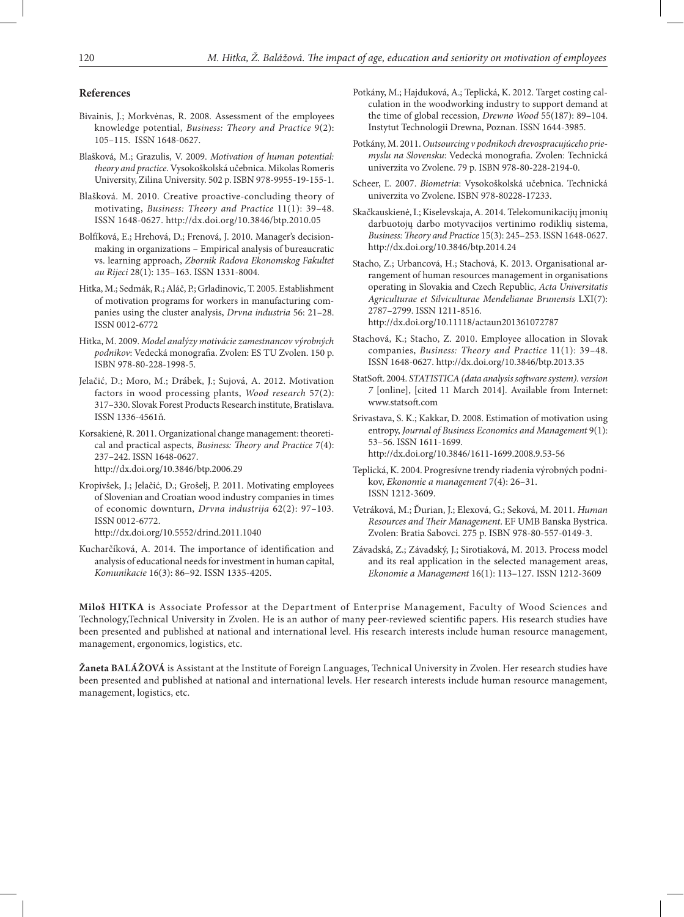## References

Bivainis, J.; Morkvėnas, R. 2008. Assessment of the employees knowledge potential, *Business: Theory and Practice* 9(2): 105–115. ISSN 1648-0627.

Blašková, M.; Grazulis, V. 2009. *Motivation of human potential: theory and practice.* Vysokoškolská učebnica. Mikolas Romeris University, Zilina University. 502 p. ISBN 978-9955-19-155-1.

Blašková. M. 2010. Creative proactive-concluding theory of motivating, *Business: Theory and Practice* 11(1): 39–48. ISSN 1648-0627. http://dx.doi.org/10.3846/btp.2010.05

Bolfíková, E.; Hrehová, D.; Frenová, J. 2010. Manager's decision-making in organizations – Empirical analysis of bureaucratic vs. learning approach, *Zbornik Radova Ekonomskog Fakultet au Rijeci* 28(1): 135–163. ISSN 1331-8004.

Hitka, M.; Sedmák, R.; Aláč, P.; Grladinovic, T. 2005. Establishment of motivation programs for workers in manufacturing companies using the cluster analysis, *Drvna industria* 56: 21–28. ISSN 0012-6772

Hitka, M. 2009. *Model analýzy motivácie zamestnancov výrobných podnikov*: Vedecká monografia. Zvolen: ES TU Zvolen. 150 p. ISBN 978-80-228-1998-5.

Jelačić, D.; Moro, M.; Drábek, J.; Sujová, A. 2012. Motivation factors in wood processing plants, *Wood research* 57(2): 317–330. Slovak Forest Products Research institute, Bratislava. ISSN 1336-4561ň.

Korsakienė, R. 2011. Organizational change management: theoretical and practical aspects, *Business: Theory and Practice* 7(4): 237–242. ISSN 1648-0627. http://dx.doi.org/10.3846/btp.2006.29

Kropivšek, J.; Jelačić, D.; Grošelj, P. 2011. Motivating employees of Slovenian and Croatian wood industry companies in times of economic downturn, *Drvna industrija* 62(2): 97–103. ISSN 0012-6772. http://dx.doi.org/10.5552/drind.2011.1040

Kucharčíková, A. 2014. The importance of identification and analysis of educational needs for investment in human capital, *Komunikacie* 16(3): 86–92. ISSN 1335-4205.

Potkány, M.; Hajduková, A.; Teplická, K. 2012. Target costing calculation in the woodworking industry to support demand at the time of global recession, *Drewno Wood* 55(187): 89–104. Instytut Technologii Drewna, Poznan. ISSN 1644-3985.

Potkány, M. 2011. *Outsourcing v podnikoch drevospracujúceho priemyslu na Slovensku*: Vedecká monografia. Zvolen: Technická univerzita vo Zvolene. 79 p. ISBN 978-80-228-2194-0.

Scheer, Ľ. 2007. *Biometria*: Vysokoškolská učebnica. Technická univerzita vo Zvolene. ISBN 978-80228-17233.

Skačkauskienė, I.; Kiselevskaja, A. 2014. Telekomunikacijų įmonių darbuotojų darbo motyvacijos vertinimo rodiklių sistema, *Business: Theory and Practice* 15(3): 245–253. ISSN 1648-0627. http://dx.doi.org/10.3846/btp.2014.24

Stacho, Z.; Urbancová, H.; Stachová, K. 2013. Organisational arrangement of human resources management in organisations operating in Slovakia and Czech Republic, *Acta Universitatis Agriculturae et Silviculturae Mendelianae Brunensis* LXI(7): 2787–2799. ISSN 1211-8516. http://dx.doi.org/10.11118/actaun201361072787

Stachová, K.; Stacho, Z. 2010. Employee allocation in Slovak companies, *Business: Theory and Practice* 11(1): 39–48. ISSN 1648-0627. http://dx.doi.org/10.3846/btp.2013.35

StatSoft. 2004. *STATISTICA (data analysis software system). version 7* [online], [cited 11 March 2014]. Available from Internet: www.statsoft.com

Srivastava, S. K.; Kakkar, D. 2008. Estimation of motivation using entropy, *Journal of Business Economics and Management* 9(1): 53–56. ISSN 1611-1699. http://dx.doi.org/10.3846/1611-1699.2008.9.53-56

Teplická, K. 2004. Progresívne trendy riadenia výrobných podnikov, *Ekonomie a management* 7(4): 26–31. ISSN 1212-3609.

Vetráková, M.; Ďurian, J.; Elexová, G.; Seková, M. 2011. *Human Resources and Their Management*. EF UMB Banska Bystrica. Zvolen: Bratia Sabovci. 275 p. ISBN 978-80-557-0149-3.

Závadská, Z.; Závadský, J.; Sirotiaková, M. 2013. Process model and its real application in the selected management areas, *Ekonomie a Management* 16(1): 113–127. ISSN 1212-3609

**Miloš HITKA** is Associate Professor at the Department of Enterprise Management, Faculty of Wood Sciences and Technology,Technical University in Zvolen. He is an author of many peer-reviewed scientific papers. His research studies have been presented and published at national and international level. His research interests include human resource management, management, ergonomics, logistics, etc.

**Žaneta BALÁŽOVÁ** is Assistant at the Institute of Foreign Languages, Technical University in Zvolen. Her research studies have been presented and published at national and international levels. Her research interests include human resource management, management, logistics, etc.